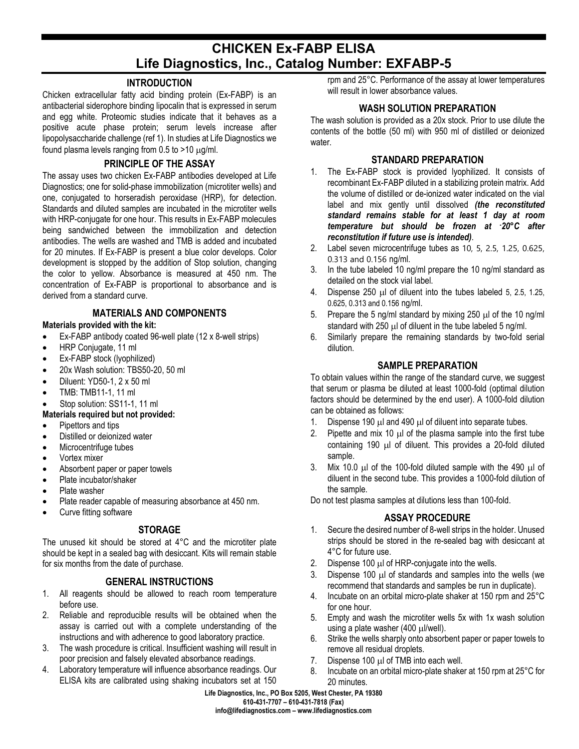# CHICKEN Ex-FABP ELISA
## Life Diagnostics, Inc., Catalog Number: EXFABP-5

### INTRODUCTION

Chicken extracellular fatty acid binding protein (Ex-FABP) is an antibacterial siderophore binding lipocalin that is expressed in serum and egg white. Proteomic studies indicate that it behaves as a positive acute phase protein; serum levels increase after lipopolysaccharide challenge (ref 1). In studies at Life Diagnostics we found plasma levels ranging from 0.5 to >10 μg/ml.

### PRINCIPLE OF THE ASSAY

The assay uses two chicken Ex-FABP antibodies developed at Life Diagnostics; one for solid-phase immobilization (microtiter wells) and one, conjugated to horseradish peroxidase (HRP), for detection. Standards and diluted samples are incubated in the microtiter wells with HRP-conjugate for one hour. This results in Ex-FABP molecules being sandwiched between the immobilization and detection antibodies. The wells are washed and TMB is added and incubated for 20 minutes. If Ex-FABP is present a blue color develops. Color development is stopped by the addition of Stop solution, changing the color to yellow. Absorbance is measured at 450 nm. The concentration of Ex-FABP is proportional to absorbance and is derived from a standard curve.

### MATERIALS AND COMPONENTS

**Materials provided with the kit:**

- Ex-FABP antibody coated 96-well plate (12 x 8-well strips)
- HRP Conjugate, 11 ml
- Ex-FABP stock (lyophilized)
- 20x Wash solution: TBS50-20, 50 ml
- Diluent: YD50-1, 2 x 50 ml
- TMB: TMB11-1, 11 ml
- Stop solution: SS11-1, 11 ml

**Materials required but not provided:**

- Pipettors and tips
- Distilled or deionized water
- Microcentrifuge tubes
- Vortex mixer
- Absorbent paper or paper towels
- Plate incubator/shaker
- Plate washer
- Plate reader capable of measuring absorbance at 450 nm.
- Curve fitting software

### STORAGE

The unused kit should be stored at 4°C and the microtiter plate should be kept in a sealed bag with desiccant. Kits will remain stable for six months from the date of purchase.

### GENERAL INSTRUCTIONS

1. All reagents should be allowed to reach room temperature before use.
2. Reliable and reproducible results will be obtained when the assay is carried out with a complete understanding of the instructions and with adherence to good laboratory practice.
3. The wash procedure is critical. Insufficient washing will result in poor precision and falsely elevated absorbance readings.
4. Laboratory temperature will influence absorbance readings. Our ELISA kits are calibrated using shaking incubators set at 150 rpm and 25°C. Performance of the assay at lower temperatures will result in lower absorbance values.

### WASH SOLUTION PREPARATION

The wash solution is provided as a 20x stock. Prior to use dilute the contents of the bottle (50 ml) with 950 ml of distilled or deionized water.

### STANDARD PREPARATION

1. The Ex-FABP stock is provided lyophilized. It consists of recombinant Ex-FABP diluted in a stabilizing protein matrix. Add the volume of distilled or de-ionized water indicated on the vial label and mix gently until dissolved ***(the reconstituted standard remains stable for at least 1 day at room temperature but should be frozen at -20°C after reconstitution if future use is intended)***.
2. Label seven microcentrifuge tubes as 10, 5, 2.5, 1.25, 0.625, 0.313 and 0.156 ng/ml.
3. In the tube labeled 10 ng/ml prepare the 10 ng/ml standard as detailed on the stock vial label.
4. Dispense 250 μl of diluent into the tubes labeled 5, 2.5, 1.25, 0.625, 0.313 and 0.156 ng/ml.
5. Prepare the 5 ng/ml standard by mixing 250 μl of the 10 ng/ml standard with 250 μl of diluent in the tube labeled 5 ng/ml.
6. Similarly prepare the remaining standards by two-fold serial dilution.

### SAMPLE PREPARATION

To obtain values within the range of the standard curve, we suggest that serum or plasma be diluted at least 1000-fold (optimal dilution factors should be determined by the end user). A 1000-fold dilution can be obtained as follows:

1. Dispense 190 μl and 490 μl of diluent into separate tubes.
2. Pipette and mix 10 μl of the plasma sample into the first tube containing 190 μl of diluent. This provides a 20-fold diluted sample.
3. Mix 10.0 μl of the 100-fold diluted sample with the 490 μl of diluent in the second tube. This provides a 1000-fold dilution of the sample.

Do not test plasma samples at dilutions less than 100-fold.

### ASSAY PROCEDURE

1. Secure the desired number of 8-well strips in the holder. Unused strips should be stored in the re-sealed bag with desiccant at 4°C for future use.
2. Dispense 100 μl of HRP-conjugate into the wells.
3. Dispense 100 μl of standards and samples into the wells (we recommend that standards and samples be run in duplicate).
4. Incubate on an orbital micro-plate shaker at 150 rpm and 25°C for one hour.
5. Empty and wash the microtiter wells 5x with 1x wash solution using a plate washer (400 μl/well).
6. Strike the wells sharply onto absorbent paper or paper towels to remove all residual droplets.
7. Dispense 100 μl of TMB into each well.
8. Incubate on an orbital micro-plate shaker at 150 rpm at 25°C for 20 minutes.

Life Diagnostics, Inc., PO Box 5205, West Chester, PA 19380
610-431-7707 – 610-431-7818 (Fax)
info@lifediagnostics.com – www.lifediagnostics.com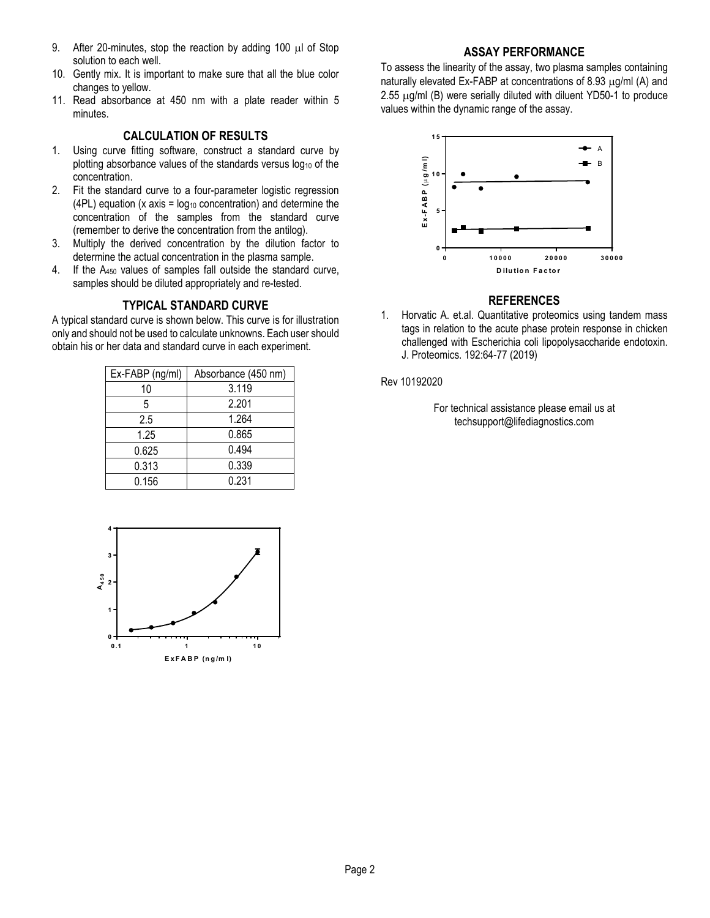9. After 20-minutes, stop the reaction by adding 100 μl of Stop solution to each well.
10. Gently mix. It is important to make sure that all the blue color changes to yellow.
11. Read absorbance at 450 nm with a plate reader within 5 minutes.

## CALCULATION OF RESULTS

1. Using curve fitting software, construct a standard curve by plotting absorbance values of the standards versus $\log_{10}$ of the concentration.
2. Fit the standard curve to a four-parameter logistic regression (4PL) equation (x axis = $\log_{10}$ concentration) and determine the concentration of the samples from the standard curve (remember to derive the concentration from the antilog).
3. Multiply the derived concentration by the dilution factor to determine the actual concentration in the plasma sample.
4. If the $A_{450}$ values of samples fall outside the standard curve, samples should be diluted appropriately and re-tested.

## TYPICAL STANDARD CURVE

A typical standard curve is shown below. This curve is for illustration only and should not be used to calculate unknowns. Each user should obtain his or her data and standard curve in each experiment.

| Ex-FABP (ng/ml) | Absorbance (450 nm) |
| --- | --- |
| 10 | 3.119 |
| 5 | 2.201 |
| 2.5 | 1.264 |
| 1.25 | 0.865 |
| 0.625 | 0.494 |
| 0.313 | 0.339 |
| 0.156 | 0.231 |

$A_{450}$
0
1
2
3
4
0.1
1
10
ExFABP (ng/ml)

## ASSAY PERFORMANCE

To assess the linearity of the assay, two plasma samples containing naturally elevated Ex-FABP at concentrations of 8.93 μg/ml (A) and 2.55 μg/ml (B) were serially diluted with diluent YD50-1 to produce values within the dynamic range of the assay.

Ex-FABP (μg/ml)
0
5
10
15
0
10000
20000
30000
Dilution Factor
A
B

## REFERENCES

1. Horvatic A. et.al. Quantitative proteomics using tandem mass tags in relation to the acute phase protein response in chicken challenged with Escherichia coli lipopolysaccharide endotoxin. J. Proteomics. 192:64-77 (2019)

Rev 10192020

For technical assistance please email us at techsupport@lifediagnostics.com